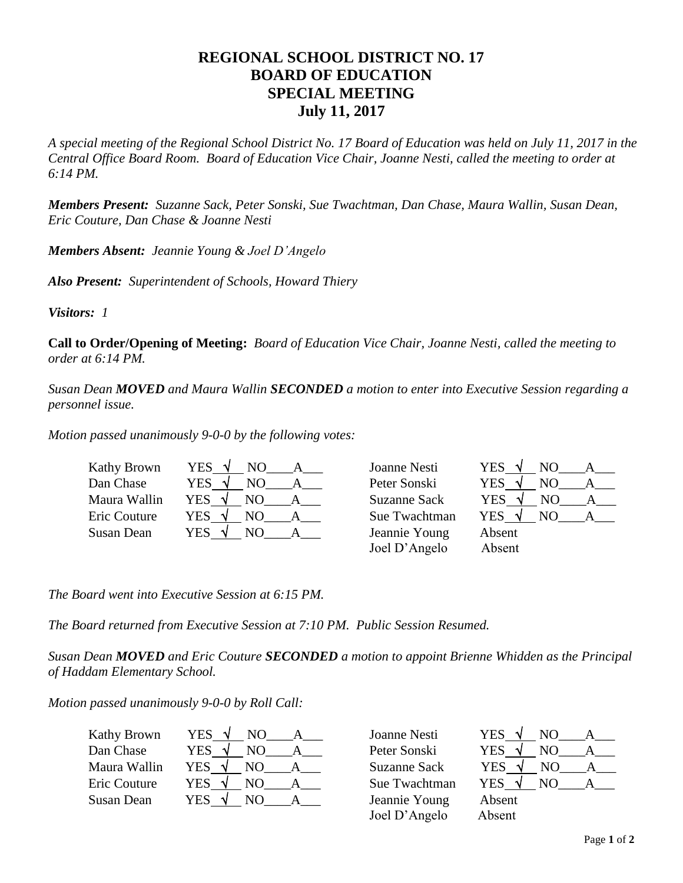# REGIONAL SCHOOL DISTRICT NO. 17
# BOARD OF EDUCATION
# SPECIAL MEETING
# July 11, 2017

*A special meeting of the Regional School District No. 17 Board of Education was held on July 11, 2017 in the Central Office Board Room. Board of Education Vice Chair, Joanne Nesti, called the meeting to order at 6:14 PM.*

***Members Present:*** *Suzanne Sack, Peter Sonski, Sue Twachtman, Dan Chase, Maura Wallin, Susan Dean, Eric Couture, Dan Chase & Joanne Nesti*

***Members Absent:*** *Jeannie Young & Joel D'Angelo*

***Also Present:*** *Superintendent of Schools, Howard Thiery*

***Visitors:*** *1*

**Call to Order/Opening of Meeting:** *Board of Education Vice Chair, Joanne Nesti, called the meeting to order at 6:14 PM.*

*Susan Dean* ***MOVED*** *and Maura Wallin* ***SECONDED*** *a motion to enter into Executive Session regarding a personnel issue.*

*Motion passed unanimously 9-0-0 by the following votes:*

| Member | Vote | Member | Vote |
|---|---|---|---|
| Kathy Brown | YES √ NO___ A___ | Joanne Nesti | YES √ NO___ A___ |
| Dan Chase | YES √ NO___ A___ | Peter Sonski | YES √ NO___ A___ |
| Maura Wallin | YES √ NO___ A___ | Suzanne Sack | YES √ NO___ A___ |
| Eric Couture | YES √ NO___ A___ | Sue Twachtman | YES √ NO___ A___ |
| Susan Dean | YES √ NO___ A___ | Jeannie Young | Absent |
| | | Joel D'Angelo | Absent |

*The Board went into Executive Session at 6:15 PM.*

*The Board returned from Executive Session at 7:10 PM. Public Session Resumed.*

*Susan Dean* ***MOVED*** *and Eric Couture* ***SECONDED*** *a motion to appoint Brienne Whidden as the Principal of Haddam Elementary School.*

*Motion passed unanimously 9-0-0 by Roll Call:*

| Member | Vote | Member | Vote |
|---|---|---|---|
| Kathy Brown | YES √ NO___ A___ | Joanne Nesti | YES √ NO___ A___ |
| Dan Chase | YES √ NO___ A___ | Peter Sonski | YES √ NO___ A___ |
| Maura Wallin | YES √ NO___ A___ | Suzanne Sack | YES √ NO___ A___ |
| Eric Couture | YES √ NO___ A___ | Sue Twachtman | YES √ NO___ A___ |
| Susan Dean | YES √ NO___ A___ | Jeannie Young | Absent |
| | | Joel D'Angelo | Absent |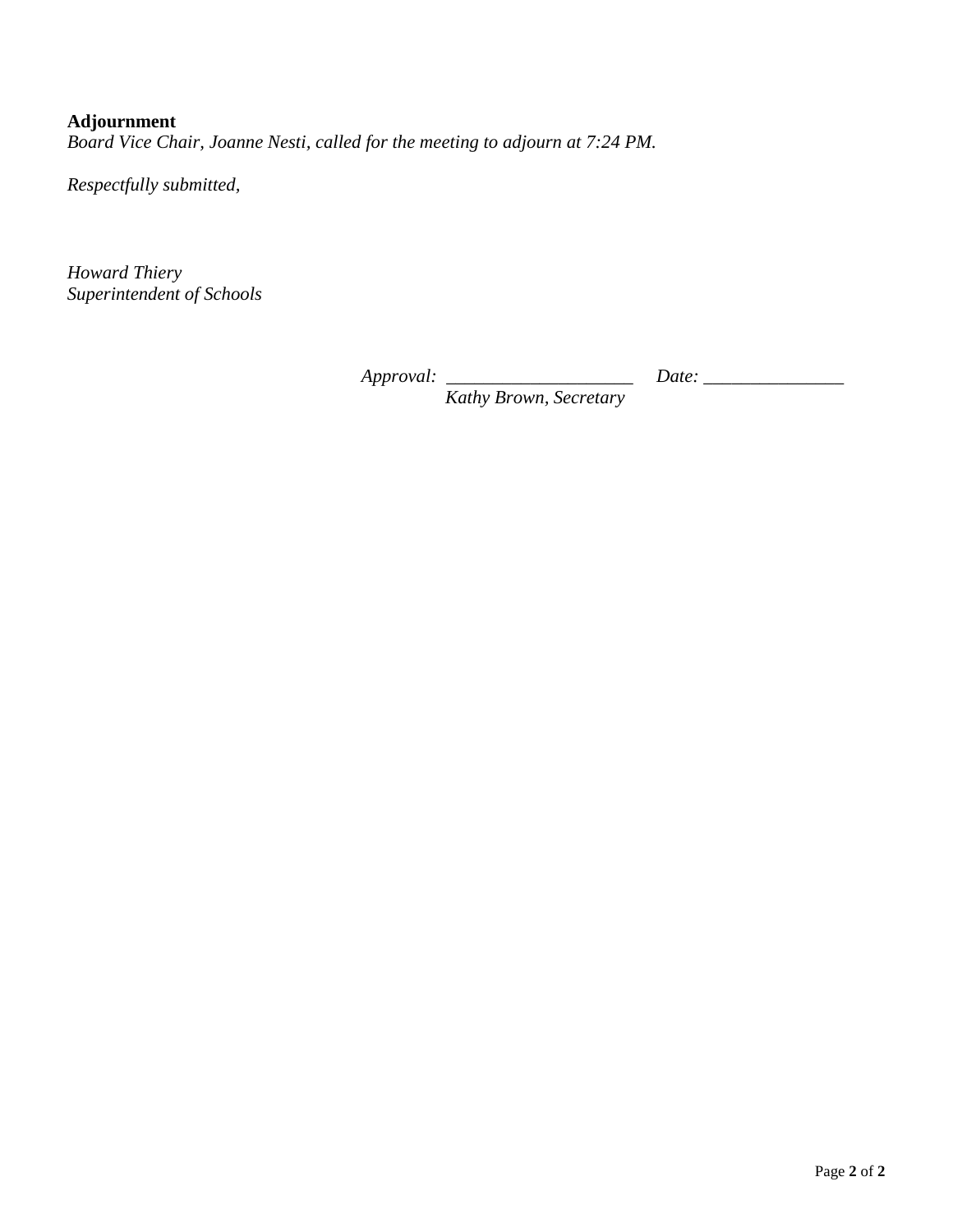**Adjournment**

*Board Vice Chair, Joanne Nesti, called for the meeting to adjourn at 7:24 PM.*

*Respectfully submitted,*

*Howard Thiery*
*Superintendent of Schools*

*Approval:* ____________________ *Date:* _______________
*Kathy Brown, Secretary*